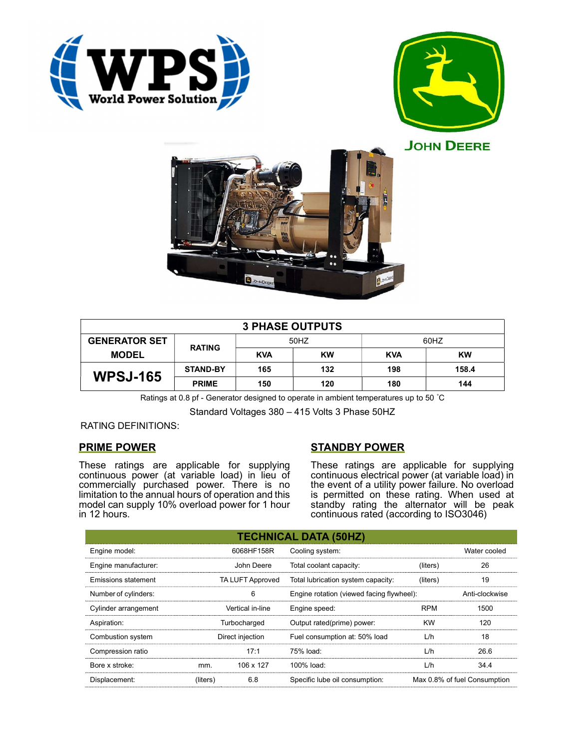WPS World Power Solution

JOHN DEERE

| GENERATOR SET MODEL | RATING | 50HZ | | 60HZ | |
|---|---|---|---|---|---|
| | | KVA | KW | KVA | KW |
| WPSJ-165 | STAND-BY | 165 | 132 | 198 | 158.4 |
| | PRIME | 150 | 120 | 180 | 144 |

**3 PHASE OUTPUTS**

Ratings at 0.8 pf - Generator designed to operate in ambient temperatures up to 50 ˚C

Standard Voltages 380 – 415 Volts 3 Phase 50HZ

RATING DEFINITIONS:

## PRIME POWER

These ratings are applicable for supplying continuous power (at variable load) in lieu of commercially purchased power. There is no limitation to the annual hours of operation and this model can supply 10% overload power for 1 hour in 12 hours.

## STANDBY POWER

These ratings are applicable for supplying continuous electrical power (at variable load) in the event of a utility power failure. No overload is permitted on these rating. When used at standby rating the alternator will be peak continuous rated (according to ISO3046)

## TECHNICAL DATA (50HZ)

| | | | | | |
|---|---|---|---|---|---|
| Engine model: | | 6068HF158R | Cooling system: | | Water cooled |
| Engine manufacturer: | | John Deere | Total coolant capacity: | (liters) | 26 |
| Emissions statement | | TA LUFT Approved | Total lubrication system capacity: | (liters) | 19 |
| Number of cylinders: | | 6 | Engine rotation (viewed facing flywheel): | | Anti-clockwise |
| Cylinder arrangement | | Vertical in-line | Engine speed: | RPM | 1500 |
| Aspiration: | | Turbocharged | Output rated(prime) power: | KW | 120 |
| Combustion system | | Direct injection | Fuel consumption at: 50% load | L/h | 18 |
| Compression ratio | | 17:1 | 75% load: | L/h | 26.6 |
| Bore x stroke: | mm. | 106 x 127 | 100% load: | L/h | 34.4 |
| Displacement: | (liters) | 6.8 | Specific lube oil consumption: | | Max 0.8% of fuel Consumption |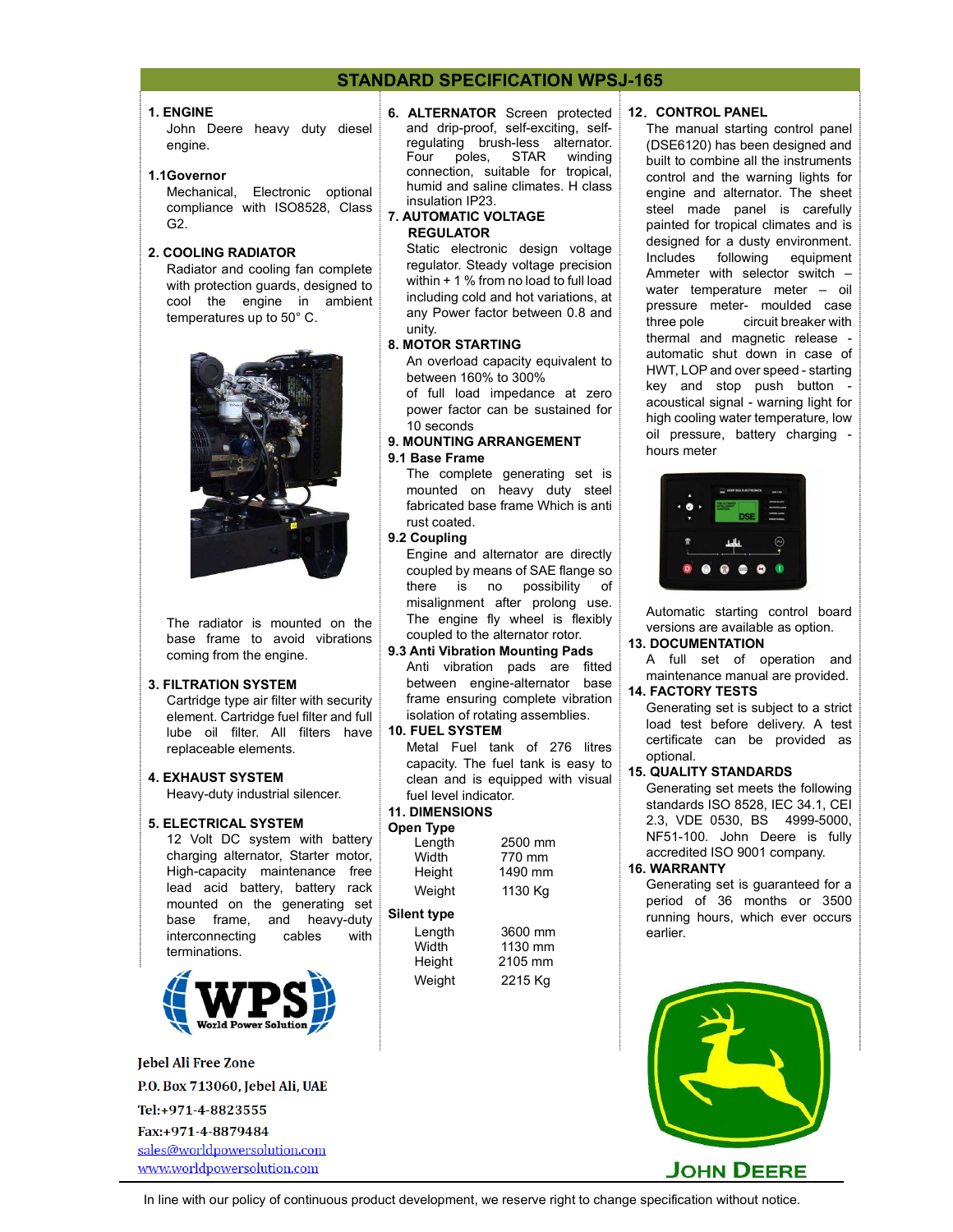# STANDARD SPECIFICATION WPSJ-165

### 1. ENGINE

John Deere heavy duty diesel engine.

### 1.1Governor

Mechanical, Electronic optional compliance with ISO8528, Class G2.

### 2. COOLING RADIATOR

Radiator and cooling fan complete with protection guards, designed to cool the engine in ambient temperatures up to 50° C.

The radiator is mounted on the base frame to avoid vibrations coming from the engine.

### 3. FILTRATION SYSTEM

Cartridge type air filter with security element. Cartridge fuel filter and full lube oil filter. All filters have replaceable elements.

### 4. EXHAUST SYSTEM

Heavy-duty industrial silencer.

### 5. ELECTRICAL SYSTEM

12 Volt DC system with battery charging alternator, Starter motor, High-capacity maintenance free lead acid battery, battery rack mounted on the generating set base frame, and heavy-duty interconnecting cables with terminations.

### 6. ALTERNATOR

Screen protected and drip-proof, self-exciting, self-regulating brush-less alternator. Four poles, STAR winding connection, suitable for tropical, humid and saline climates. H class insulation IP23.

### 7. AUTOMATIC VOLTAGE REGULATOR

Static electronic design voltage regulator. Steady voltage precision within + 1 % from no load to full load including cold and hot variations, at any Power factor between 0.8 and unity.

### 8. MOTOR STARTING

An overload capacity equivalent to between 160% to 300% of full load impedance at zero power factor can be sustained for 10 seconds

### 9. MOUNTING ARRANGEMENT

### 9.1 Base Frame

The complete generating set is mounted on heavy duty steel fabricated base frame Which is anti rust coated.

### 9.2 Coupling

Engine and alternator are directly coupled by means of SAE flange so there is no possibility of misalignment after prolong use. The engine fly wheel is flexibly coupled to the alternator rotor.

### 9.3 Anti Vibration Mounting Pads

Anti vibration pads are fitted between engine-alternator base frame ensuring complete vibration isolation of rotating assemblies.

### 10. FUEL SYSTEM

Metal Fuel tank of 276 litres capacity. The fuel tank is easy to clean and is equipped with visual fuel level indicator.

### 11. DIMENSIONS

**Open Type**

| | |
|---|---|
| Length | 2500 mm |
| Width | 770 mm |
| Height | 1490 mm |
| Weight | 1130 Kg |

**Silent type**

| | |
|---|---|
| Length | 3600 mm |
| Width | 1130 mm |
| Height | 2105 mm |
| Weight | 2215 Kg |

### 12. CONTROL PANEL

The manual starting control panel (DSE6120) has been designed and built to combine all the instruments control and the warning lights for engine and alternator. The sheet steel made panel is carefully painted for tropical climates and is designed for a dusty environment. Includes following equipment Ammeter with selector switch – water temperature meter – oil pressure meter- moulded case three pole circuit breaker with thermal and magnetic release - automatic shut down in case of HWT, LOP and over speed - starting key and stop push button - acoustical signal - warning light for high cooling water temperature, low oil pressure, battery charging - hours meter

Automatic starting control board versions are available as option.

### 13. DOCUMENTATION

A full set of operation and maintenance manual are provided.

### 14. FACTORY TESTS

Generating set is subject to a strict load test before delivery. A test certificate can be provided as optional.

### 15. QUALITY STANDARDS

Generating set meets the following standards ISO 8528, IEC 34.1, CEI 2.3, VDE 0530, BS 4999-5000, NF51-100. John Deere is fully accredited ISO 9001 company.

### 16. WARRANTY

Generating set is guaranteed for a period of 36 months or 3500 running hours, which ever occurs earlier.

WPS World Power Solution

Jebel Ali Free Zone
P.O. Box 713060, Jebel Ali, UAE
Tel:+971-4-8823555
Fax:+971-4-8879484
sales@worldpowersolution.com
www.worldpowersolution.com

JOHN DEERE

In line with our policy of continuous product development, we reserve right to change specification without notice.